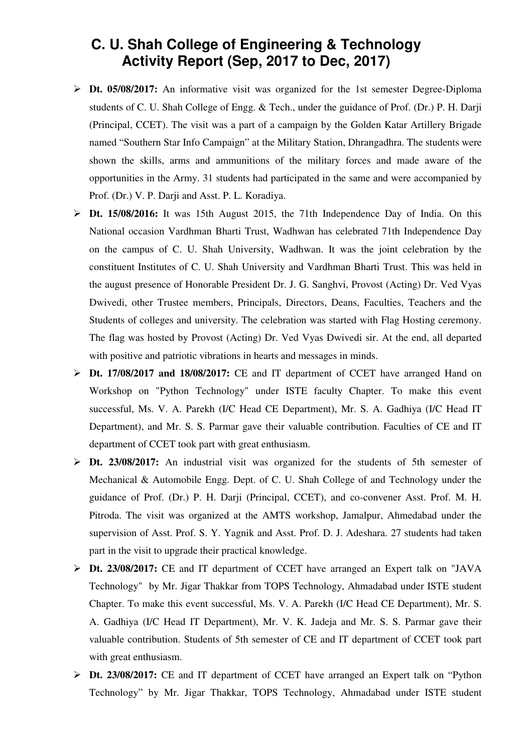# C. U. Shah College of Engineering & Technology
# Activity Report (Sep, 2017 to Dec, 2017)

- **Dt. 05/08/2017:** An informative visit was organized for the 1st semester Degree-Diploma students of C. U. Shah College of Engg. & Tech., under the guidance of Prof. (Dr.) P. H. Darji (Principal, CCET). The visit was a part of a campaign by the Golden Katar Artillery Brigade named "Southern Star Info Campaign" at the Military Station, Dhrangadhra. The students were shown the skills, arms and ammunitions of the military forces and made aware of the opportunities in the Army. 31 students had participated in the same and were accompanied by Prof. (Dr.) V. P. Darji and Asst. P. L. Koradiya.
- **Dt. 15/08/2016:** It was 15th August 2015, the 71th Independence Day of India. On this National occasion Vardhman Bharti Trust, Wadhwan has celebrated 71th Independence Day on the campus of C. U. Shah University, Wadhwan. It was the joint celebration by the constituent Institutes of C. U. Shah University and Vardhman Bharti Trust. This was held in the august presence of Honorable President Dr. J. G. Sanghvi, Provost (Acting) Dr. Ved Vyas Dwivedi, other Trustee members, Principals, Directors, Deans, Faculties, Teachers and the Students of colleges and university. The celebration was started with Flag Hosting ceremony. The flag was hosted by Provost (Acting) Dr. Ved Vyas Dwivedi sir. At the end, all departed with positive and patriotic vibrations in hearts and messages in minds.
- **Dt. 17/08/2017 and 18/08/2017:** CE and IT department of CCET have arranged Hand on Workshop on "Python Technology" under ISTE faculty Chapter. To make this event successful, Ms. V. A. Parekh (I/C Head CE Department), Mr. S. A. Gadhiya (I/C Head IT Department), and Mr. S. S. Parmar gave their valuable contribution. Faculties of CE and IT department of CCET took part with great enthusiasm.
- **Dt. 23/08/2017:** An industrial visit was organized for the students of 5th semester of Mechanical & Automobile Engg. Dept. of C. U. Shah College of and Technology under the guidance of Prof. (Dr.) P. H. Darji (Principal, CCET), and co-convener Asst. Prof. M. H. Pitroda. The visit was organized at the AMTS workshop, Jamalpur, Ahmedabad under the supervision of Asst. Prof. S. Y. Yagnik and Asst. Prof. D. J. Adeshara. 27 students had taken part in the visit to upgrade their practical knowledge.
- **Dt. 23/08/2017:** CE and IT department of CCET have arranged an Expert talk on "JAVA Technology" by Mr. Jigar Thakkar from TOPS Technology, Ahmadabad under ISTE student Chapter. To make this event successful, Ms. V. A. Parekh (I/C Head CE Department), Mr. S. A. Gadhiya (I/C Head IT Department), Mr. V. K. Jadeja and Mr. S. S. Parmar gave their valuable contribution. Students of 5th semester of CE and IT department of CCET took part with great enthusiasm.
- **Dt. 23/08/2017:** CE and IT department of CCET have arranged an Expert talk on "Python Technology" by Mr. Jigar Thakkar, TOPS Technology, Ahmadabad under ISTE student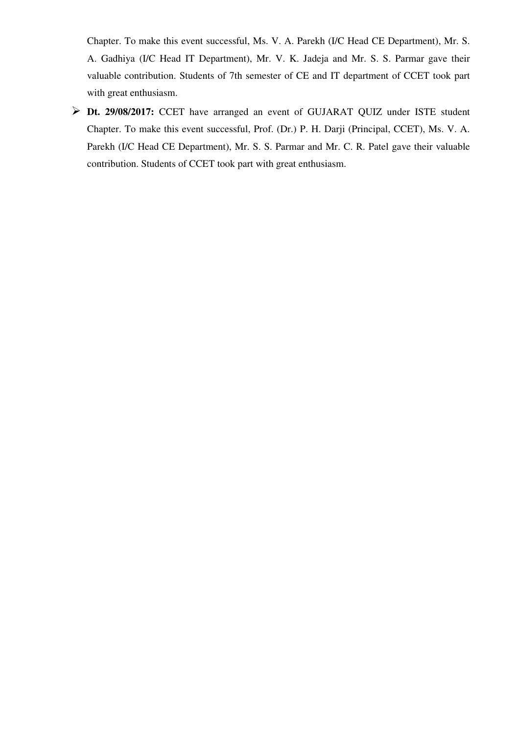Chapter. To make this event successful, Ms. V. A. Parekh (I/C Head CE Department), Mr. S. A. Gadhiya (I/C Head IT Department), Mr. V. K. Jadeja and Mr. S. S. Parmar gave their valuable contribution. Students of 7th semester of CE and IT department of CCET took part with great enthusiasm.

- **Dt. 29/08/2017:** CCET have arranged an event of GUJARAT QUIZ under ISTE student Chapter. To make this event successful, Prof. (Dr.) P. H. Darji (Principal, CCET), Ms. V. A. Parekh (I/C Head CE Department), Mr. S. S. Parmar and Mr. C. R. Patel gave their valuable contribution. Students of CCET took part with great enthusiasm.